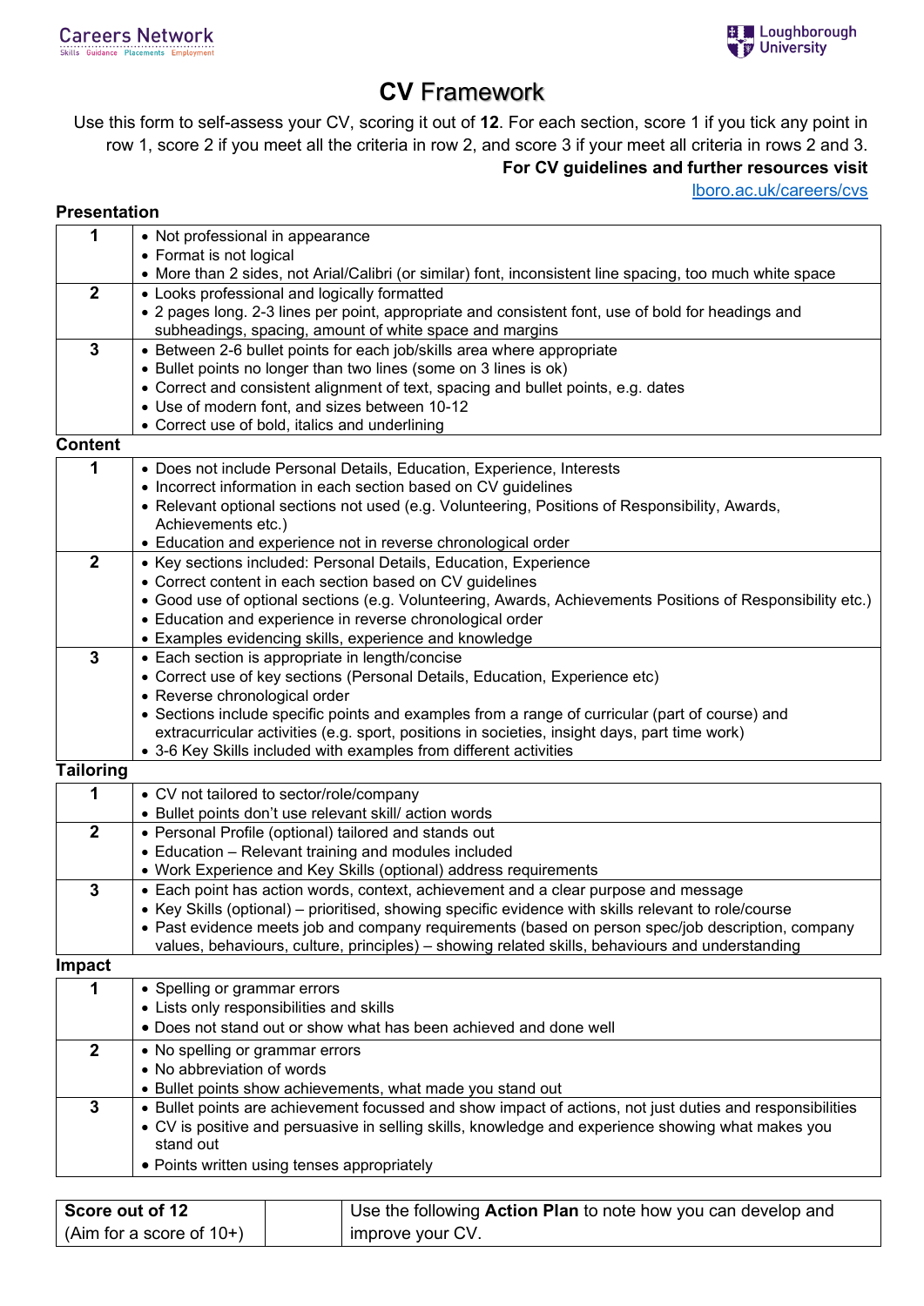# CV Framework

Use this form to self-assess your CV, scoring it out of **12**. For each section, score 1 if you tick any point in row 1, score 2 if you meet all the criteria in row 2, and score 3 if your meet all criteria in rows 2 and 3.

**For CV guidelines and further resources visit**
lboro.ac.uk/careers/cvs

## Presentation

| | |
|---|---|
| **1** | • Not professional in appearance<br>• Format is not logical<br>• More than 2 sides, not Arial/Calibri (or similar) font, inconsistent line spacing, too much white space |
| **2** | • Looks professional and logically formatted<br>• 2 pages long. 2-3 lines per point, appropriate and consistent font, use of bold for headings and subheadings, spacing, amount of white space and margins |
| **3** | • Between 2-6 bullet points for each job/skills area where appropriate<br>• Bullet points no longer than two lines (some on 3 lines is ok)<br>• Correct and consistent alignment of text, spacing and bullet points, e.g. dates<br>• Use of modern font, and sizes between 10-12<br>• Correct use of bold, italics and underlining |

## Content

| | |
|---|---|
| **1** | • Does not include Personal Details, Education, Experience, Interests<br>• Incorrect information in each section based on CV guidelines<br>• Relevant optional sections not used (e.g. Volunteering, Positions of Responsibility, Awards, Achievements etc.)<br>• Education and experience not in reverse chronological order |
| **2** | • Key sections included: Personal Details, Education, Experience<br>• Correct content in each section based on CV guidelines<br>• Good use of optional sections (e.g. Volunteering, Awards, Achievements Positions of Responsibility etc.)<br>• Education and experience in reverse chronological order<br>• Examples evidencing skills, experience and knowledge |
| **3** | • Each section is appropriate in length/concise<br>• Correct use of key sections (Personal Details, Education, Experience etc)<br>• Reverse chronological order<br>• Sections include specific points and examples from a range of curricular (part of course) and extracurricular activities (e.g. sport, positions in societies, insight days, part time work)<br>• 3-6 Key Skills included with examples from different activities |

## Tailoring

| | |
|---|---|
| **1** | • CV not tailored to sector/role/company<br>• Bullet points don't use relevant skill/ action words |
| **2** | • Personal Profile (optional) tailored and stands out<br>• Education – Relevant training and modules included<br>• Work Experience and Key Skills (optional) address requirements |
| **3** | • Each point has action words, context, achievement and a clear purpose and message<br>• Key Skills (optional) – prioritised, showing specific evidence with skills relevant to role/course<br>• Past evidence meets job and company requirements (based on person spec/job description, company values, behaviours, culture, principles) – showing related skills, behaviours and understanding |

## Impact

| | |
|---|---|
| **1** | • Spelling or grammar errors<br>• Lists only responsibilities and skills<br>• Does not stand out or show what has been achieved and done well |
| **2** | • No spelling or grammar errors<br>• No abbreviation of words<br>• Bullet points show achievements, what made you stand out |
| **3** | • Bullet points are achievement focussed and show impact of actions, not just duties and responsibilities<br>• CV is positive and persuasive in selling skills, knowledge and experience showing what makes you stand out<br>• Points written using tenses appropriately |

| **Score out of 12**<br>(Aim for a score of 10+) | | Use the following **Action Plan** to note how you can develop and improve your CV. |
|---|---|---|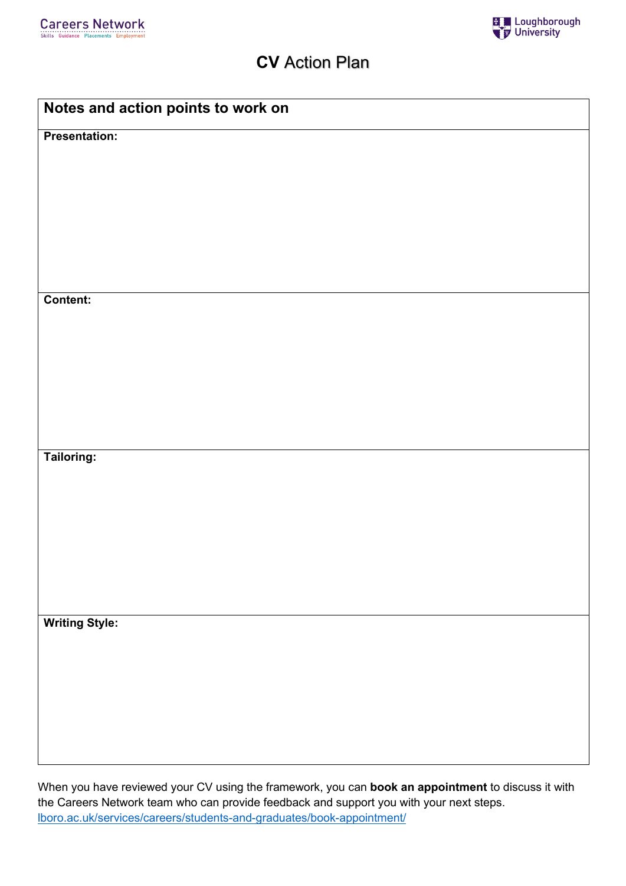# CV Action Plan

| Notes and action points to work on |
|---|
| **Presentation:** |
| **Content:** |
| **Tailoring:** |
| **Writing Style:** |

When you have reviewed your CV using the framework, you can **book an appointment** to discuss it with the Careers Network team who can provide feedback and support you with your next steps.
[lboro.ac.uk/services/careers/students-and-graduates/book-appointment/](https://lboro.ac.uk/services/careers/students-and-graduates/book-appointment/)